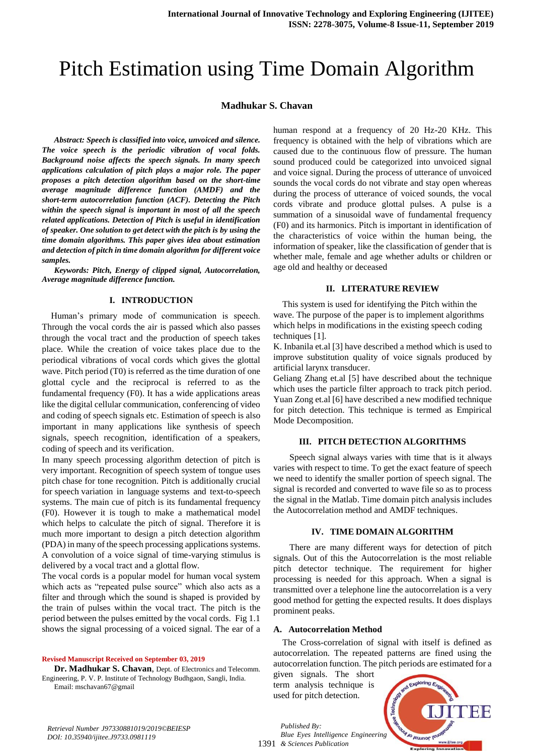# Pitch Estimation using Time Domain Algorithm

**Madhukar S. Chavan**

***Abstract: Speech is classified into voice, unvoiced and silence. The voice speech is the periodic vibration of vocal folds. Background noise affects the speech signals. In many speech applications calculation of pitch plays a major role. The paper proposes a pitch detection algorithm based on the short-time average magnitude difference function (AMDF) and the short-term autocorrelation function (ACF). Detecting the Pitch within the speech signal is important in most of all the speech related applications. Detection of Pitch is useful in identification of speaker. One solution to get detect with the pitch is by using the time domain algorithms. This paper gives idea about estimation and detection of pitch in time domain algorithm for different voice samples.***

***Keywords: Pitch, Energy of clipped signal, Autocorrelation, Average magnitude difference function.***

## I. INTRODUCTION

Human's primary mode of communication is speech. Through the vocal cords the air is passed which also passes through the vocal tract and the production of speech takes place. While the creation of voice takes place due to the periodical vibrations of vocal cords which gives the glottal wave. Pitch period (T0) is referred as the time duration of one glottal cycle and the reciprocal is referred to as the fundamental frequency (F0). It has a wide applications areas like the digital cellular communication, conferencing of video and coding of speech signals etc. Estimation of speech is also important in many applications like synthesis of speech signals, speech recognition, identification of a speakers, coding of speech and its verification.

In many speech processing algorithm detection of pitch is very important. Recognition of speech system of tongue uses pitch chase for tone recognition. Pitch is additionally crucial for speech variation in language systems and text-to-speech systems. The main cue of pitch is its fundamental frequency (F0). However it is tough to make a mathematical model which helps to calculate the pitch of signal. Therefore it is much more important to design a pitch detection algorithm (PDA) in many of the speech processing applications systems. A convolution of a voice signal of time-varying stimulus is delivered by a vocal tract and a glottal flow.

The vocal cords is a popular model for human vocal system which acts as "repeated pulse source" which also acts as a filter and through which the sound is shaped is provided by the train of pulses within the vocal tract. The pitch is the period between the pulses emitted by the vocal cords. Fig 1.1 shows the signal processing of a voiced signal. The ear of a human respond at a frequency of 20 Hz-20 KHz. This frequency is obtained with the help of vibrations which are caused due to the continuous flow of pressure. The human sound produced could be categorized into unvoiced signal and voice signal. During the process of utterance of unvoiced sounds the vocal cords do not vibrate and stay open whereas during the process of utterance of voiced sounds, the vocal cords vibrate and produce glottal pulses. A pulse is a summation of a sinusoidal wave of fundamental frequency (F0) and its harmonics. Pitch is important in identification of the characteristics of voice within the human being, the information of speaker, like the classification of gender that is whether male, female and age whether adults or children or age old and healthy or deceased

**Revised Manuscript Received on September 03, 2019**

**Dr. Madhukar S. Chavan**, Dept. of Electronics and Telecomm. Engineering, P. V. P. Institute of Technology Budhgaon, Sangli, India. Email: mschavan67@gmail

## II. LITERATURE REVIEW

This system is used for identifying the Pitch within the wave. The purpose of the paper is to implement algorithms which helps in modifications in the existing speech coding techniques [1].

K. Inbanila et.al [3] have described a method which is used to improve substitution quality of voice signals produced by artificial larynx transducer.

Geliang Zhang et.al [5] have described about the technique which uses the particle filter approach to track pitch period. Yuan Zong et.al [6] have described a new modified technique for pitch detection. This technique is termed as Empirical Mode Decomposition.

## III. PITCH DETECTION ALGORITHMS

Speech signal always varies with time that is it always varies with respect to time. To get the exact feature of speech we need to identify the smaller portion of speech signal. The signal is recorded and converted to wave file so as to process the signal in the Matlab. Time domain pitch analysis includes the Autocorrelation method and AMDF techniques.

## IV. TIME DOMAIN ALGORITHM

There are many different ways for detection of pitch signals. Out of this the Autocorrelation is the most reliable pitch detector technique. The requirement for higher processing is needed for this approach. When a signal is transmitted over a telephone line the autocorrelation is a very good method for getting the expected results. It does displays prominent peaks.

### A. Autocorrelation Method

The Cross-correlation of signal with itself is defined as autocorrelation. The repeated patterns are fined using the autocorrelation function. The pitch periods are estimated for a given signals. The short term analysis technique is used for pitch detection.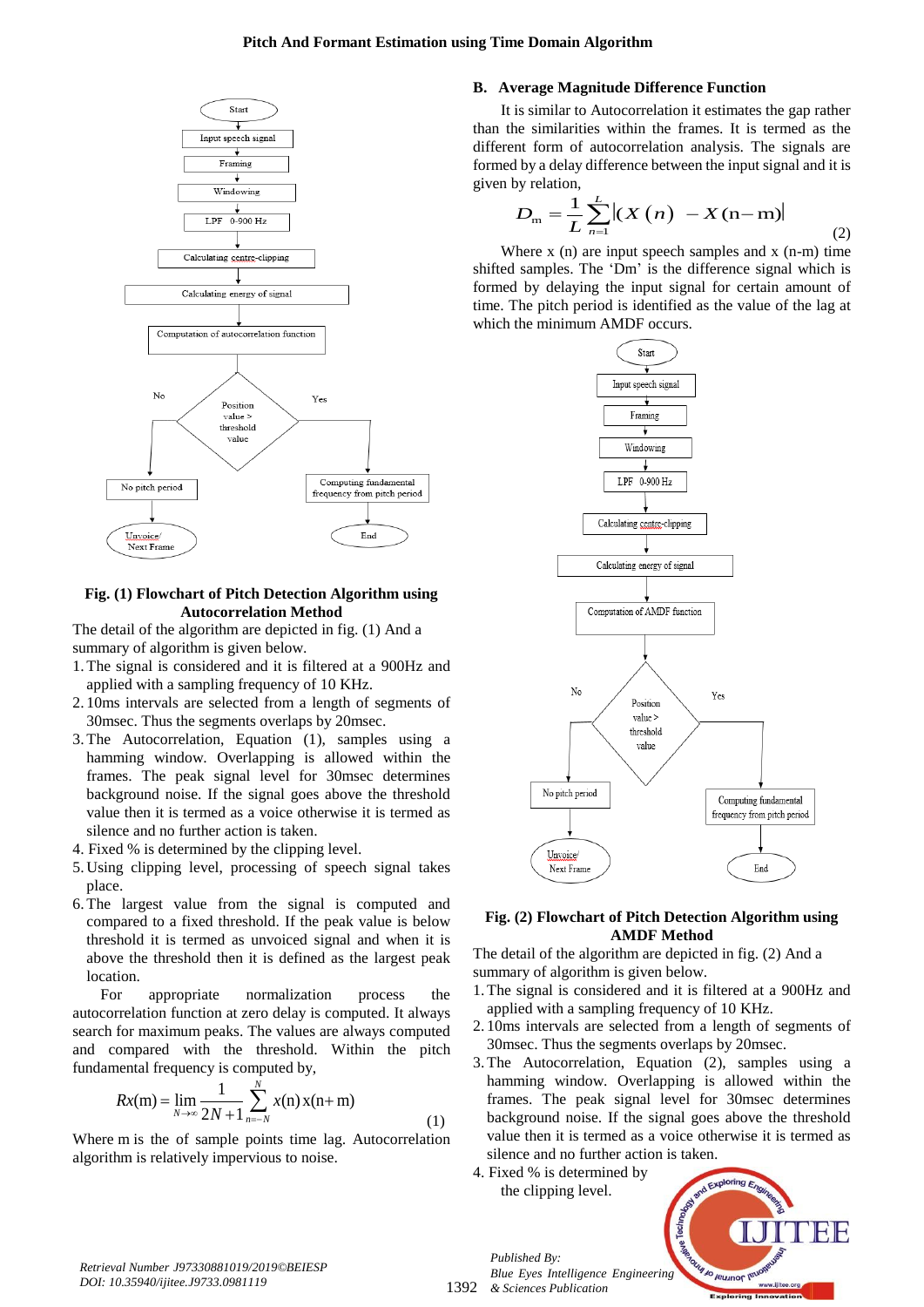Fig. (1) Flowchart of Pitch Detection Algorithm using Autocorrelation Method

The detail of the algorithm are depicted in fig. (1) And a summary of algorithm is given below.

1. The signal is considered and it is filtered at a 900Hz and applied with a sampling frequency of 10 KHz.
2. 10ms intervals are selected from a length of segments of 30msec. Thus the segments overlaps by 20msec.
3. The Autocorrelation, Equation (1), samples using a hamming window. Overlapping is allowed within the frames. The peak signal level for 30msec determines background noise. If the signal goes above the threshold value then it is termed as a voice otherwise it is termed as silence and no further action is taken.
4. Fixed % is determined by the clipping level.
5. Using clipping level, processing of speech signal takes place.
6. The largest value from the signal is computed and compared to a fixed threshold. If the peak value is below threshold it is termed as unvoiced signal and when it is above the threshold then it is defined as the largest peak location.

For appropriate normalization process the autocorrelation function at zero delay is computed. It always search for maximum peaks. The values are always computed and compared with the threshold. Within the pitch fundamental frequency is computed by,

$$Rx(\mathrm{m}) = \lim_{N\to\infty} \frac{1}{2N+1} \sum_{n=-N}^{N} x(\mathrm{n})\, x(\mathrm{n}+\mathrm{m}) \tag{1}$$

Where m is the of sample points time lag. Autocorrelation algorithm is relatively impervious to noise.

### B. Average Magnitude Difference Function

It is similar to Autocorrelation it estimates the gap rather than the similarities within the frames. It is termed as the different form of autocorrelation analysis. The signals are formed by a delay difference between the input signal and it is given by relation,

$$D_{\mathrm{m}} = \frac{1}{L} \sum_{n=1}^{L} \left| X(n) - X(\mathrm{n}-\mathrm{m}) \right| \tag{2}$$

Where x (n) are input speech samples and x (n-m) time shifted samples. The 'Dm' is the difference signal which is formed by delaying the input signal for certain amount of time. The pitch period is identified as the value of the lag at which the minimum AMDF occurs.

Fig. (2) Flowchart of Pitch Detection Algorithm using AMDF Method

The detail of the algorithm are depicted in fig. (2) And a summary of algorithm is given below.

1. The signal is considered and it is filtered at a 900Hz and applied with a sampling frequency of 10 KHz.
2. 10ms intervals are selected from a length of segments of 30msec. Thus the segments overlaps by 20msec.
3. The Autocorrelation, Equation (2), samples using a hamming window. Overlapping is allowed within the frames. The peak signal level for 30msec determines background noise. If the signal goes above the threshold value then it is termed as a voice otherwise it is termed as silence and no further action is taken.
4. Fixed % is determined by the clipping level.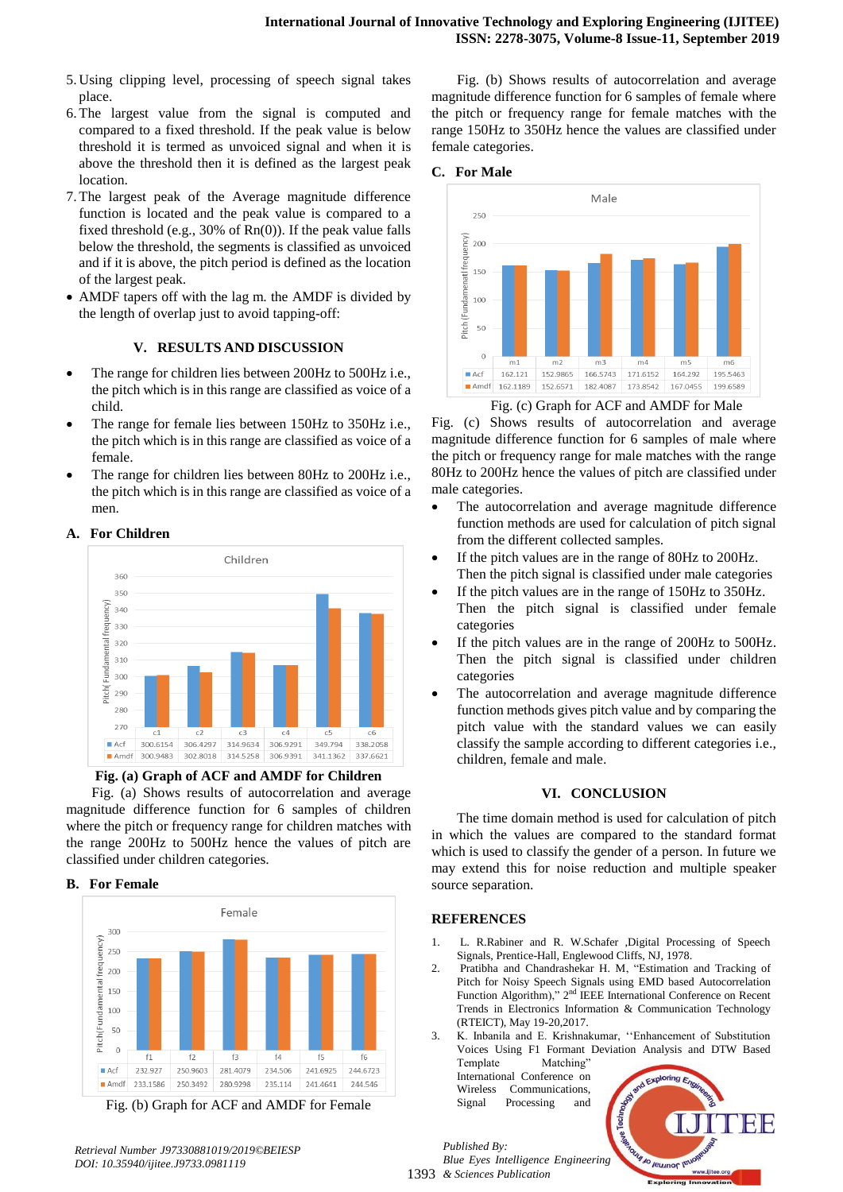5. Using clipping level, processing of speech signal takes place.
6. The largest value from the signal is computed and compared to a fixed threshold. If the peak value is below threshold it is termed as unvoiced signal and when it is above the threshold then it is defined as the largest peak location.
7. The largest peak of the Average magnitude difference function is located and the peak value is compared to a fixed threshold (e.g., 30% of Rn(0)). If the peak value falls below the threshold, the segments is classified as unvoiced and if it is above, the pitch period is defined as the location of the largest peak.

- AMDF tapers off with the lag m. the AMDF is divided by the length of overlap just to avoid tapping-off:

## V. RESULTS AND DISCUSSION

- The range for children lies between 200Hz to 500Hz i.e., the pitch which is in this range are classified as voice of a child.
- The range for female lies between 150Hz to 350Hz i.e., the pitch which is in this range are classified as voice of a female.
- The range for children lies between 80Hz to 200Hz i.e., the pitch which is in this range are classified as voice of a men.

### A. For Children

Children

| | c1 | c2 | c3 | c4 | c5 | c6 |
|---|---|---|---|---|---|---|
| Acf | 300.6154 | 306.4297 | 314.9634 | 306.9291 | 349.794 | 338.2058 |
| Amdf | 300.9483 | 302.8018 | 314.5258 | 306.9391 | 341.1362 | 337.6621 |

**Fig. (a) Graph of ACF and AMDF for Children**

Fig. (a) Shows results of autocorrelation and average magnitude difference function for 6 samples of children where the pitch or frequency range for children matches with the range 200Hz to 500Hz hence the values of pitch are classified under children categories.

### B. For Female

Female

| | f1 | f2 | f3 | f4 | f5 | f6 |
|---|---|---|---|---|---|---|
| Acf | 232.927 | 250.9603 | 281.4079 | 234.506 | 241.6925 | 244.6723 |
| Amdf | 233.1586 | 250.3492 | 280.9298 | 235.114 | 241.4641 | 244.546 |

Fig. (b) Graph for ACF and AMDF for Female

Fig. (b) Shows results of autocorrelation and average magnitude difference function for 6 samples of female where the pitch or frequency range for female matches with the range 150Hz to 350Hz hence the values are classified under female categories.

### C. For Male

Male

| | m1 | m2 | m3 | m4 | m5 | m6 |
|---|---|---|---|---|---|---|
| Acf | 162.121 | 152.9865 | 166.5743 | 171.6152 | 164.292 | 195.5463 |
| Amdf | 162.1189 | 152.6571 | 182.4087 | 173.8542 | 167.0455 | 199.6589 |

Fig. (c) Graph for ACF and AMDF for Male

Fig. (c) Shows results of autocorrelation and average magnitude difference function for 6 samples of male where the pitch or frequency range for male matches with the range 80Hz to 200Hz hence the values of pitch are classified under male categories.

- The autocorrelation and average magnitude difference function methods are used for calculation of pitch signal from the different collected samples.
- If the pitch values are in the range of 80Hz to 200Hz. Then the pitch signal is classified under male categories
- If the pitch values are in the range of 150Hz to 350Hz. Then the pitch signal is classified under female categories
- If the pitch values are in the range of 200Hz to 500Hz. Then the pitch signal is classified under children categories
- The autocorrelation and average magnitude difference function methods gives pitch value and by comparing the pitch value with the standard values we can easily classify the sample according to different categories i.e., children, female and male.

## VI. CONCLUSION

The time domain method is used for calculation of pitch in which the values are compared to the standard format which is used to classify the gender of a person. In future we may extend this for noise reduction and multiple speaker source separation.

## REFERENCES

1. L. R.Rabiner and R. W.Schafer ,Digital Processing of Speech Signals, Prentice-Hall, Englewood Cliffs, NJ, 1978.
2. Pratibha and Chandrashekar H. M, "Estimation and Tracking of Pitch for Noisy Speech Signals using EMD based Autocorrelation Function Algorithm)," 2nd IEEE International Conference on Recent Trends in Electronics Information & Communication Technology (RTEICT), May 19-20,2017.
3. K. Inbanila and E. Krishnakumar, ''Enhancement of Substitution Voices Using F1 Formant Deviation Analysis and DTW Based Template Matching" International Conference on Wireless Communications, Signal Processing and

*Retrieval Number J97330881019/2019©BEIESP*
*DOI: 10.35940/ijitee.J9733.0981119*

*Published By:*
*Blue Eyes Intelligence Engineering & Sciences Publication*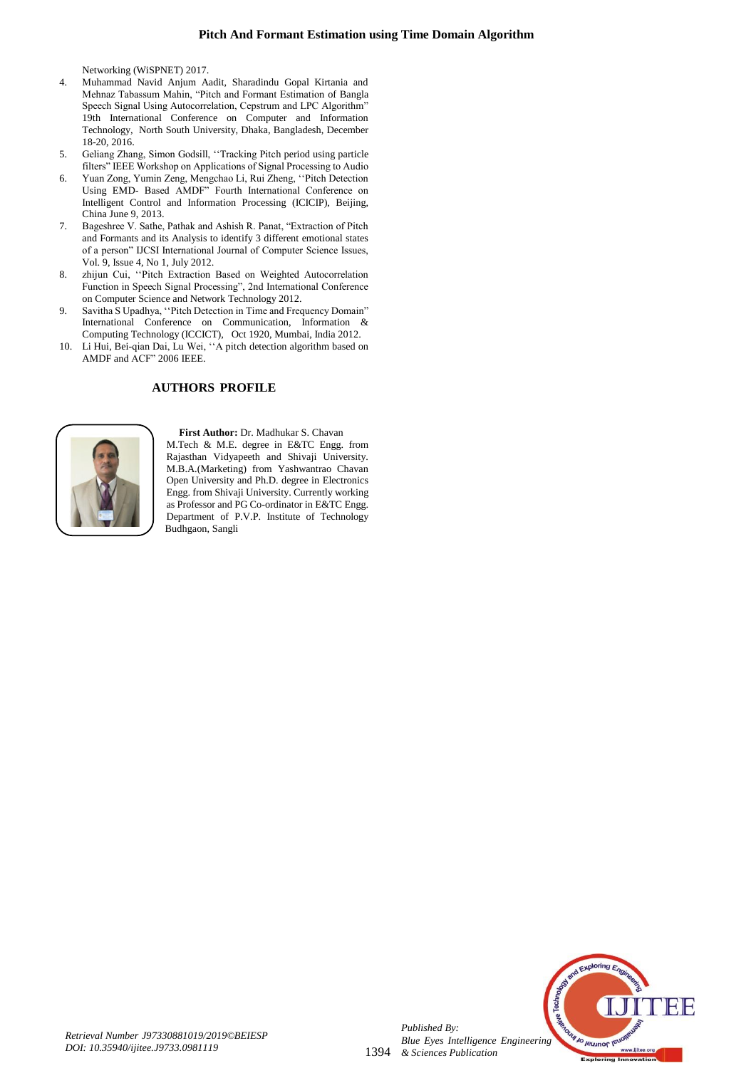Networking (WiSPNET) 2017.

4. Muhammad Navid Anjum Aadit, Sharadindu Gopal Kirtania and Mehnaz Tabassum Mahin, "Pitch and Formant Estimation of Bangla Speech Signal Using Autocorrelation, Cepstrum and LPC Algorithm" 19th International Conference on Computer and Information Technology, North South University, Dhaka, Bangladesh, December 18-20, 2016.
5. Geliang Zhang, Simon Godsill, ''Tracking Pitch period using particle filters" IEEE Workshop on Applications of Signal Processing to Audio
6. Yuan Zong, Yumin Zeng, Mengchao Li, Rui Zheng, ''Pitch Detection Using EMD- Based AMDF" Fourth International Conference on Intelligent Control and Information Processing (ICICIP), Beijing, China June 9, 2013.
7. Bageshree V. Sathe, Pathak and Ashish R. Panat, "Extraction of Pitch and Formants and its Analysis to identify 3 different emotional states of a person" IJCSI International Journal of Computer Science Issues, Vol. 9, Issue 4, No 1, July 2012.
8. zhijun Cui, ''Pitch Extraction Based on Weighted Autocorrelation Function in Speech Signal Processing", 2nd International Conference on Computer Science and Network Technology 2012.
9. Savitha S Upadhya, ''Pitch Detection in Time and Frequency Domain" International Conference on Communication, Information & Computing Technology (ICCICT), Oct 1920, Mumbai, India 2012.
10. Li Hui, Bei-qian Dai, Lu Wei, ''A pitch detection algorithm based on AMDF and ACF" 2006 IEEE.

## AUTHORS PROFILE

**First Author:** Dr. Madhukar S. Chavan M.Tech & M.E. degree in E&TC Engg. from Rajasthan Vidyapeeth and Shivaji University. M.B.A.(Marketing) from Yashwantrao Chavan Open University and Ph.D. degree in Electronics Engg. from Shivaji University. Currently working as Professor and PG Co-ordinator in E&TC Engg. Department of P.V.P. Institute of Technology Budhgaon, Sangli